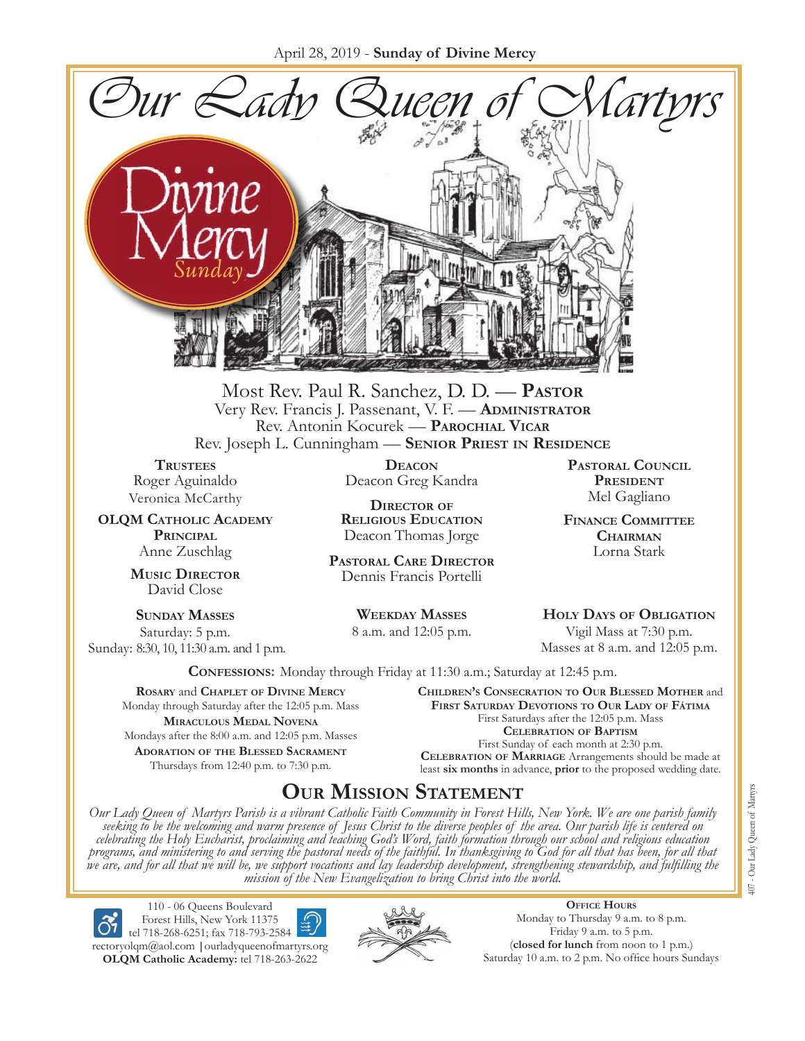April 28, 2019 - **Sunday of Divine Mercy**

# Our Lady Queen of Martyrs

Divine Mercy *Sunday*

Most Rev. Paul R. Sanchez, D. D. — **Pastor**
Very Rev. Francis J. Passenant, V. F. — **Administrator**
Rev. Antonin Kocurek — **Parochial Vicar**
Rev. Joseph L. Cunningham — **Senior Priest in Residence**

**Trustees**
Roger Aguinaldo
Veronica McCarthy

**OLQM Catholic Academy Principal**
Anne Zuschlag

**Music Director**
David Close

**Deacon**
Deacon Greg Kandra

**Director of Religious Education**
Deacon Thomas Jorge

**Pastoral Care Director**
Dennis Francis Portelli

**Pastoral Council President**
Mel Gagliano

**Finance Committee Chairman**
Lorna Stark

**Sunday Masses**
Saturday: 5 p.m.
Sunday: 8:30, 10, 11:30 a.m. and 1 p.m.

**Weekday Masses**
8 a.m. and 12:05 p.m.

**Holy Days of Obligation**
Vigil Mass at 7:30 p.m.
Masses at 8 a.m. and 12:05 p.m.

**Confessions:** Monday through Friday at 11:30 a.m.; Saturday at 12:45 p.m.

**Rosary** and **Chaplet of Divine Mercy**
Monday through Saturday after the 12:05 p.m. Mass

**Miraculous Medal Novena**
Mondays after the 8:00 a.m. and 12:05 p.m. Masses

**Adoration of the Blessed Sacrament**
Thursdays from 12:40 p.m. to 7:30 p.m.

**Children's Consecration to Our Blessed Mother** and **First Saturday Devotions to Our Lady of Fátima**
First Saturdays after the 12:05 p.m. Mass

**Celebration of Baptism**
First Sunday of each month at 2:30 p.m.

**Celebration of Marriage** Arrangements should be made at least **six months** in advance, **prior** to the proposed wedding date.

## Our Mission Statement

*Our Lady Queen of Martyrs Parish is a vibrant Catholic Faith Community in Forest Hills, New York. We are one parish family seeking to be the welcoming and warm presence of Jesus Christ to the diverse peoples of the area. Our parish life is centered on celebrating the Holy Eucharist, proclaiming and teaching God's Word, faith formation through our school and religious education programs, and ministering to and serving the pastoral needs of the faithful. In thanksgiving to God for all that has been, for all that we are, and for all that we will be, we support vocations and lay leadership development, strengthening stewardship, and fulfilling the mission of the New Evangelization to bring Christ into the world.*

110 - 06 Queens Boulevard
Forest Hills, New York 11375
tel 718-268-6251; fax 718-793-2584
rectoryolqm@aol.com | ourladyqueenofmartyrs.org
**OLQM Catholic Academy:** tel 718-263-2622

**Office Hours**
Monday to Thursday 9 a.m. to 8 p.m.
Friday 9 a.m. to 5 p.m.
(**closed for lunch** from noon to 1 p.m.)
Saturday 10 a.m. to 2 p.m. No office hours Sundays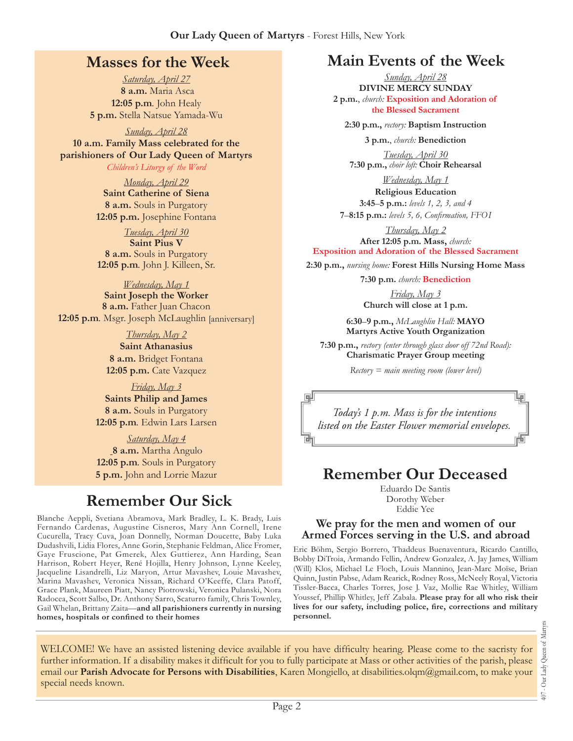**Our Lady Queen of Martyrs** - Forest Hills, New York

## Masses for the Week

*Saturday, April 27*
**8 a.m.** Maria Asca
**12:05 p.m**. John Healy
**5 p.m.** Stella Natsue Yamada-Wu

*Sunday, April 28*
**10 a.m. Family Mass celebrated for the parishioners of Our Lady Queen of Martyrs**
*Children's Liturgy of the Word*

*Monday, April 29*
**Saint Catherine of Siena**
**8 a.m.** Souls in Purgatory
**12:05 p.m.** Josephine Fontana

*Tuesday, April 30*
**Saint Pius V**
**8 a.m.** Souls in Purgatory
**12:05 p.m**. John J. Killeen, Sr.

*Wednesday, May 1*
**Saint Joseph the Worker**
**8 a.m.** Father Juan Chacon
**12:05 p.m**. Msgr. Joseph McLaughlin [anniversary]

*Thursday, May 2*
**Saint Athanasius**
**8 a.m.** Bridget Fontana
**12:05 p.m.** Cate Vazquez

*Friday, May 3*
**Saints Philip and James**
**8 a.m.** Souls in Purgatory
**12:05 p.m**. Edwin Lars Larsen

*Saturday, May 4*
**8 a.m.** Martha Angulo
**12:05 p.m**. Souls in Purgatory
**5 p.m.** John and Lorrie Mazur

## Remember Our Sick

Blanche Aeppli, Svetiana Abramova, Mark Bradley, L. K. Brady, Luis Fernando Cardenas, Augustine Cisneros, Mary Ann Cornell, Irene Cucurella, Tracy Cuva, Joan Donnelly, Norman Doucette, Baby Luka Dudashvili, Lidia Flores, Anne Gorin, Stephanie Feldman, Alice Fromer, Gaye Fruscione, Pat Gmerek, Alex Guttierez, Ann Harding, Sean Harrison, Robert Heyer, René Hojilla, Henry Johnson, Lynne Keeley, Jacqueline Lisandrelli, Liz Maryon, Artur Mavashev, Louie Mavashev, Marina Mavashev, Veronica Nissan, Richard O'Keeffe, Clara Patoff, Grace Plank, Maureen Piatt, Nancy Piotrowski, Veronica Pulanski, Nora Radocea, Scott Salbo, Dr. Anthony Sarro, Scaturro family, Chris Townley, Gail Whelan, Brittany Zaita—**and all parishioners currently in nursing homes, hospitals or confined to their homes**

## Main Events of the Week

*Sunday, April 28*
**DIVINE MERCY SUNDAY**
**2 p.m.**, *church:* **Exposition and Adoration of the Blessed Sacrament**

**2:30 p.m.,** *rectory:* **Baptism Instruction**

**3 p.m.**, *church:* **Benediction**

*Tuesday, April 30*
**7:30 p.m.,** *choir loft:* **Choir Rehearsal**

*Wednesday, May 1*
**Religious Education**
**3:45–5 p.m.:** *levels 1, 2, 3, and 4*
**7–8:15 p.m.:** *levels 5, 6, Confirmation, FFO1*

*Thursday, May 2*
**After 12:05 p.m. Mass,** *church:*
**Exposition and Adoration of the Blessed Sacrament**

**2:30 p.m.,** *nursing home:* **Forest Hills Nursing Home Mass**

**7:30 p.m.** *church:* **Benediction**

*Friday, May 3*
**Church will close at 1 p.m.**

**6:30–9 p.m.,** *McLaughlin Hall:* **MAYO Martyrs Active Youth Organization**

**7:30 p.m.,** *rectory (enter through glass door off 72nd Road):* **Charismatic Prayer Group meeting**

*Rectory = main meeting room (lower level)*

*Today's 1 p.m. Mass is for the intentions listed on the Easter Flower memorial envelopes.*

## Remember Our Deceased

Eduardo De Santis
Dorothy Weber
Eddie Yee

### We pray for the men and women of our Armed Forces serving in the U.S. and abroad

Eric Böhm, Sergio Borrero, Thaddeus Buenaventura, Ricardo Cantillo, Bobby DiTroia, Armando Fellin, Andrew Gonzalez, A. Jay James, William (Will) Klos, Michael Le Floch, Louis Mannino, Jean-Marc Moïse, Brian Quinn, Justin Pabse, Adam Rearick, Rodney Ross, McNeely Royal, Victoria Tissler-Bacca, Charles Torres, Jose J. Vaz, Mollie Rae Whitley, William Youssef, Phillip Whitley, Jeff Zabala. **Please pray for all who risk their lives for our safety, including police, fire, corrections and military personnel.**

WELCOME! We have an assisted listening device available if you have difficulty hearing. Please come to the sacristy for further information. If a disability makes it difficult for you to fully participate at Mass or other activities of the parish, please email our **Parish Advocate for Persons with Disabilities**, Karen Mongiello, at disabilities.olqm@gmail.com, to make your special needs known.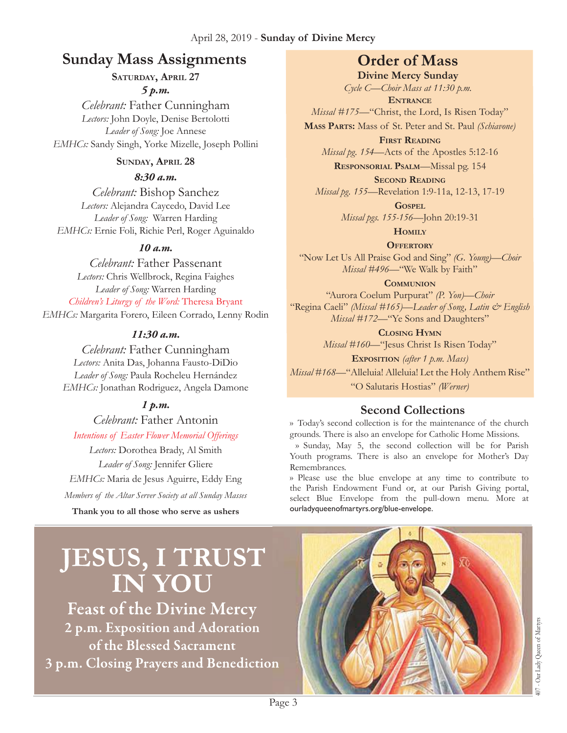April 28, 2019 - **Sunday of Divine Mercy**

## Sunday Mass Assignments

### Saturday, April 27

***5 p.m.***

*Celebrant:* Father Cunningham
*Lectors:* John Doyle, Denise Bertolotti
*Leader of Song:* Joe Annese
*EMHCs:* Sandy Singh, Yorke Mizelle, Joseph Pollini

### Sunday, April 28

***8:30 a.m.***

*Celebrant:* Bishop Sanchez
*Lectors:* Alejandra Caycedo, David Lee
*Leader of Song:* Warren Harding
*EMHCs:* Ernie Foli, Richie Perl, Roger Aguinaldo

***10 a.m.***

*Celebrant:* Father Passenant
*Lectors:* Chris Wellbrock, Regina Faighes
*Leader of Song:* Warren Harding
*Children's Liturgy of the Word:* Theresa Bryant
*EMHCs:* Margarita Forero, Eileen Corrado, Lenny Rodin

***11:30 a.m.***

*Celebrant:* Father Cunningham
*Lectors:* Anita Das, Johanna Fausto-DiDio
*Leader of Song:* Paula Rocheleu Hernández
*EMHCs:* Jonathan Rodriguez, Angela Damone

***1 p.m.***

*Celebrant:* Father Antonin
*Intentions of Easter Flower Memorial Offerings*
*Lectors:* Dorothea Brady, Al Smith
*Leader of Song:* Jennifer Gliere
*EMHCs:* Maria de Jesus Aguirre, Eddy Eng

*Members of the Altar Server Society at all Sunday Masses*

**Thank you to all those who serve as ushers**

## Order of Mass

**Divine Mercy Sunday**

*Cycle C—Choir Mass at 11:30 p.m.*

**Entrance**
*Missal #175*—"Christ, the Lord, Is Risen Today"

**Mass Parts:** Mass of St. Peter and St. Paul *(Schiavone)*

**First Reading**
*Missal pg. 154*—Acts of the Apostles 5:12-16

**Responsorial Psalm**—Missal pg. 154

**Second Reading**
*Missal pg. 155*—Revelation 1:9-11a, 12-13, 17-19

**Gospel**
*Missal pgs. 155-156*—John 20:19-31

**Homily**

**Offertory**
"Now Let Us All Praise God and Sing" *(G. Young)—Choir*
*Missal #496*—"We Walk by Faith"

**Communion**
"Aurora Coelum Purpurat" *(P. Yon)—Choir*
"Regina Caeli" *(Missal #165)—Leader of Song, Latin & English*
*Missal #172*—"Ye Sons and Daughters"

**Closing Hymn**
*Missal #160*—"Jesus Christ Is Risen Today"

**Exposition** *(after 1 p.m. Mass)*
*Missal #168*—"Alleluia! Alleluia! Let the Holy Anthem Rise"
"O Salutaris Hostias" *(Werner)*

## Second Collections

» Today's second collection is for the maintenance of the church grounds. There is also an envelope for Catholic Home Missions.

» Sunday, May 5, the second collection will be for Parish Youth programs. There is also an envelope for Mother's Day Remembrances.

» Please use the blue envelope at any time to contribute to the Parish Endowment Fund or, at our Parish Giving portal, select Blue Envelope from the pull-down menu. More at ourladyqueenofmartyrs.org/blue-envelope.

# JESUS, I TRUST IN YOU

**Feast of the Divine Mercy**
**2 p.m. Exposition and Adoration of the Blessed Sacrament**
**3 p.m. Closing Prayers and Benediction**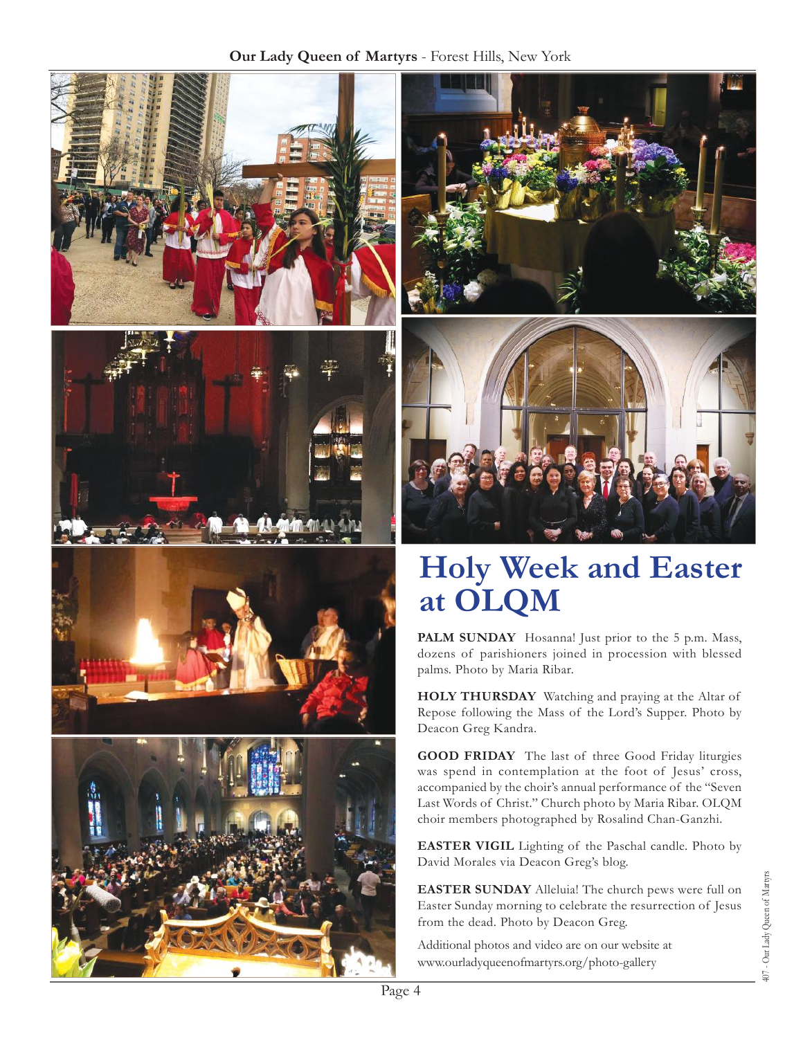# Holy Week and Easter at OLQM

**PALM SUNDAY** Hosanna! Just prior to the 5 p.m. Mass, dozens of parishioners joined in procession with blessed palms. Photo by Maria Ribar.

**HOLY THURSDAY** Watching and praying at the Altar of Repose following the Mass of the Lord's Supper. Photo by Deacon Greg Kandra.

**GOOD FRIDAY** The last of three Good Friday liturgies was spend in contemplation at the foot of Jesus' cross, accompanied by the choir's annual performance of the "Seven Last Words of Christ." Church photo by Maria Ribar. OLQM choir members photographed by Rosalind Chan-Ganzhi.

**EASTER VIGIL** Lighting of the Paschal candle. Photo by David Morales via Deacon Greg's blog.

**EASTER SUNDAY** Alleluia! The church pews were full on Easter Sunday morning to celebrate the resurrection of Jesus from the dead. Photo by Deacon Greg.

Additional photos and video are on our website at www.ourladyqueenofmartyrs.org/photo-gallery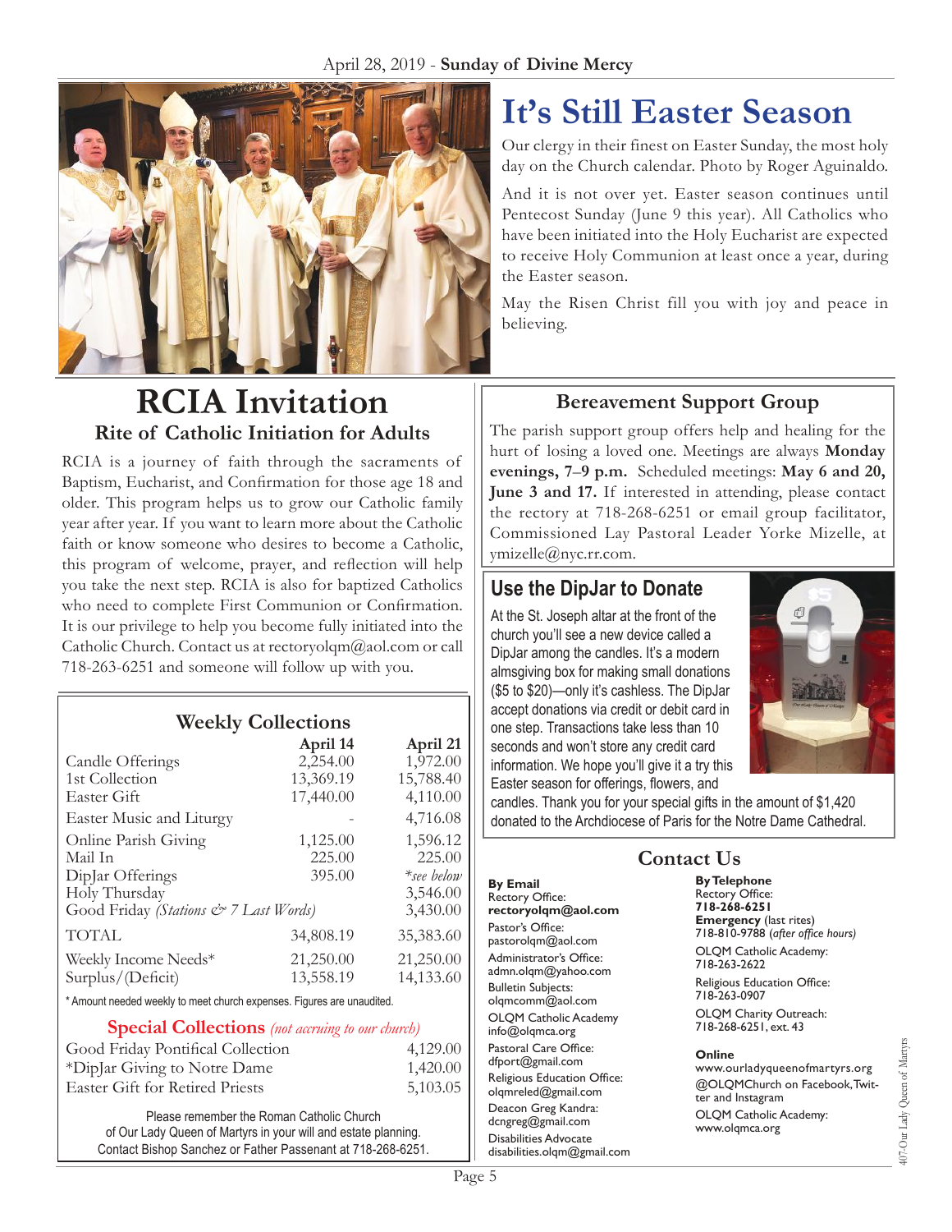April 28, 2019 - **Sunday of Divine Mercy**

# It's Still Easter Season

Our clergy in their finest on Easter Sunday, the most holy day on the Church calendar. Photo by Roger Aguinaldo.

And it is not over yet. Easter season continues until Pentecost Sunday (June 9 this year). All Catholics who have been initiated into the Holy Eucharist are expected to receive Holy Communion at least once a year, during the Easter season.

May the Risen Christ fill you with joy and peace in believing.

# RCIA Invitation

### Rite of Catholic Initiation for Adults

RCIA is a journey of faith through the sacraments of Baptism, Eucharist, and Confirmation for those age 18 and older. This program helps us to grow our Catholic family year after year. If you want to learn more about the Catholic faith or know someone who desires to become a Catholic, this program of welcome, prayer, and reflection will help you take the next step. RCIA is also for baptized Catholics who need to complete First Communion or Confirmation. It is our privilege to help you become fully initiated into the Catholic Church. Contact us at rectoryolqm@aol.com or call 718-263-6251 and someone will follow up with you.

## Weekly Collections

| | April 14 | April 21 |
|---|---|---|
| Candle Offerings | 2,254.00 | 1,972.00 |
| 1st Collection | 13,369.19 | 15,788.40 |
| Easter Gift | 17,440.00 | 4,110.00 |
| Easter Music and Liturgy | - | 4,716.08 |
| Online Parish Giving | 1,125.00 | 1,596.12 |
| Mail In | 225.00 | 225.00 |
| DipJar Offerings | 395.00 | *\*see below* |
| Holy Thursday | | 3,546.00 |
| Good Friday *(Stations & 7 Last Words)* | | 3,430.00 |
| TOTAL | 34,808.19 | 35,383.60 |
| Weekly Income Needs* | 21,250.00 | 21,250.00 |
| Surplus/(Deficit) | 13,558.19 | 14,133.60 |

* Amount needed weekly to meet church expenses. Figures are unaudited.

**Special Collections** *(not accruing to our church)*

| | |
|---|---|
| Good Friday Pontifical Collection | 4,129.00 |
| *DipJar Giving to Notre Dame | 1,420.00 |
| Easter Gift for Retired Priests | 5,103.05 |

Please remember the Roman Catholic Church of Our Lady Queen of Martyrs in your will and estate planning. Contact Bishop Sanchez or Father Passenant at 718-268-6251.

## Bereavement Support Group

The parish support group offers help and healing for the hurt of losing a loved one. Meetings are always **Monday evenings, 7–9 p.m.** Scheduled meetings: **May 6 and 20, June 3 and 17.** If interested in attending, please contact the rectory at 718-268-6251 or email group facilitator, Commissioned Lay Pastoral Leader Yorke Mizelle, at ymizelle@nyc.rr.com.

## Use the DipJar to Donate

At the St. Joseph altar at the front of the church you'll see a new device called a DipJar among the candles. It's a modern almsgiving box for making small donations ($5 to $20)—only it's cashless. The DipJar accept donations via credit or debit card in one step. Transactions take less than 10 seconds and won't store any credit card information. We hope you'll give it a try this Easter season for offerings, flowers, and candles. Thank you for your special gifts in the amount of $1,420 donated to the Archdiocese of Paris for the Notre Dame Cathedral.

## Contact Us

**By Email**

Rectory Office:
**rectoryolqm@aol.com**

Pastor's Office:
pastorolqm@aol.com

Administrator's Office:
admn.olqm@yahoo.com

Bulletin Subjects:
olqmcomm@aol.com

OLQM Catholic Academy
info@olqmca.org

Pastoral Care Office:
dfport@gmail.com

Religious Education Office:
olqmreled@gmail.com

Deacon Greg Kandra:
dcngreg@gmail.com

Disabilities Advocate
disabilities.olqm@gmail.com

**By Telephone**

Rectory Office:
**718-268-6251**

**Emergency** (last rites)
718-810-9788 (*after office hours)*

OLQM Catholic Academy:
718-263-2622

Religious Education Office:
718-263-0907

OLQM Charity Outreach:
718-268-6251, ext. 43

**Online**

www.ourladyqueenofmartyrs.org

@OLQMChurch on Facebook, Twitter and Instagram

OLQM Catholic Academy:
www.olqmca.org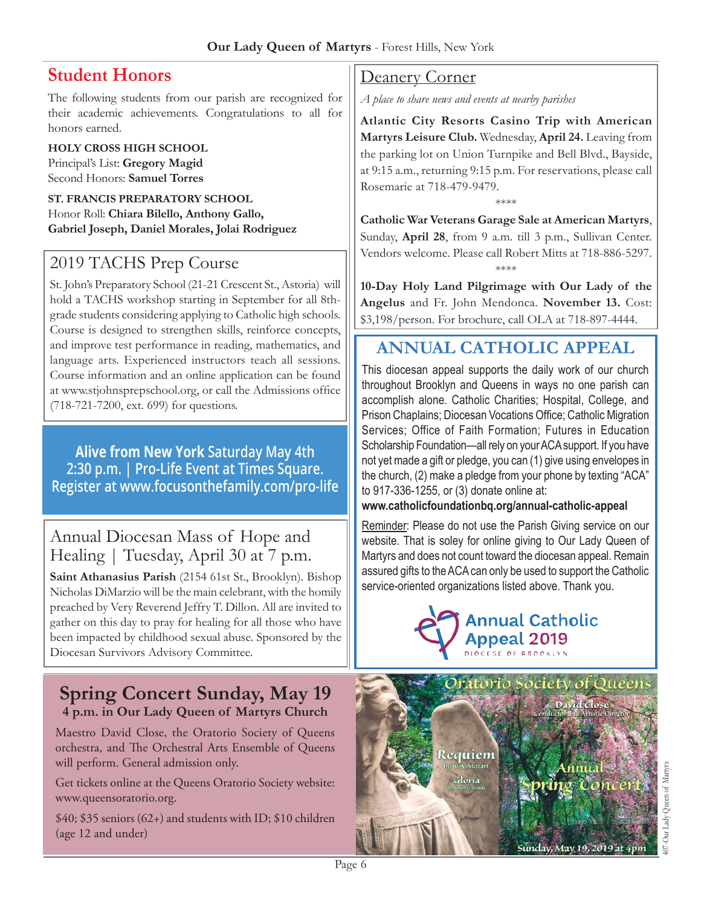## Student Honors

The following students from our parish are recognized for their academic achievements. Congratulations to all for honors earned.

**HOLY CROSS HIGH SCHOOL**
Principal's List: **Gregory Magid**
Second Honors: **Samuel Torres**

**ST. FRANCIS PREPARATORY SCHOOL**
Honor Roll: **Chiara Bilello, Anthony Gallo, Gabriel Joseph, Daniel Morales, Jolai Rodriguez**

## 2019 TACHS Prep Course

St. John's Preparatory School (21-21 Crescent St., Astoria) will hold a TACHS workshop starting in September for all 8th-grade students considering applying to Catholic high schools. Course is designed to strengthen skills, reinforce concepts, and improve test performance in reading, mathematics, and language arts. Experienced instructors teach all sessions. Course information and an online application can be found at www.stjohnsprepschool.org, or call the Admissions office (718-721-7200, ext. 699) for questions.

**Alive from New York** Saturday May 4th 2:30 p.m. | Pro-Life Event at Times Square. Register at www.focusonthefamily.com/pro-life

## Annual Diocesan Mass of Hope and Healing | Tuesday, April 30 at 7 p.m.

**Saint Athanasius Parish** (2154 61st St., Brooklyn). Bishop Nicholas DiMarzio will be the main celebrant, with the homily preached by Very Reverend Jeffry T. Dillon. All are invited to gather on this day to pray for healing for all those who have been impacted by childhood sexual abuse. Sponsored by the Diocesan Survivors Advisory Committee.

## Deanery Corner

*A place to share news and events at nearby parishes*

**Atlantic City Resorts Casino Trip with American Martyrs Leisure Club.** Wednesday, **April 24.** Leaving from the parking lot on Union Turnpike and Bell Blvd., Bayside, at 9:15 a.m., returning 9:15 p.m. For reservations, please call Rosemarie at 718-479-9479.

\*\*\*\*

**Catholic War Veterans Garage Sale at American Martyrs**, Sunday, **April 28**, from 9 a.m. till 3 p.m., Sullivan Center. Vendors welcome. Please call Robert Mitts at 718-886-5297.

\*\*\*\*

**10-Day Holy Land Pilgrimage with Our Lady of the Angelus** and Fr. John Mendonca. **November 13.** Cost: $3,198/person. For brochure, call OLA at 718-897-4444.

## ANNUAL CATHOLIC APPEAL

This diocesan appeal supports the daily work of our church throughout Brooklyn and Queens in ways no one parish can accomplish alone. Catholic Charities; Hospital, College, and Prison Chaplains; Diocesan Vocations Office; Catholic Migration Services; Office of Faith Formation; Futures in Education Scholarship Foundation—all rely on your ACA support. If you have not yet made a gift or pledge, you can (1) give using envelopes in the church, (2) make a pledge from your phone by texting "ACA" to 917-336-1255, or (3) donate online at:

**www.catholicfoundationbq.org/annual-catholic-appeal**

Reminder: Please do not use the Parish Giving service on our website. That is soley for online giving to Our Lady Queen of Martyrs and does not count toward the diocesan appeal. Remain assured gifts to the ACA can only be used to support the Catholic service-oriented organizations listed above. Thank you.

Annual Catholic Appeal 2019
DIOCESE OF BROOKLYN

## Spring Concert Sunday, May 19
**4 p.m. in Our Lady Queen of Martyrs Church**

Maestro David Close, the Oratorio Society of Queens orchestra, and The Orchestral Arts Ensemble of Queens will perform. General admission only.

Get tickets online at the Queens Oratorio Society website: www.queensoratorio.org.

$40; $35 seniors (62+) and students with ID; $10 children (age 12 and under)

Oratorio Society of Queens
David Close
Conductor and Artistic Director
Requiem by W.A. Mozart
Gloria by Antonio Vivaldi
Annual Spring Concert
Sunday, May 19, 2019 at 4pm